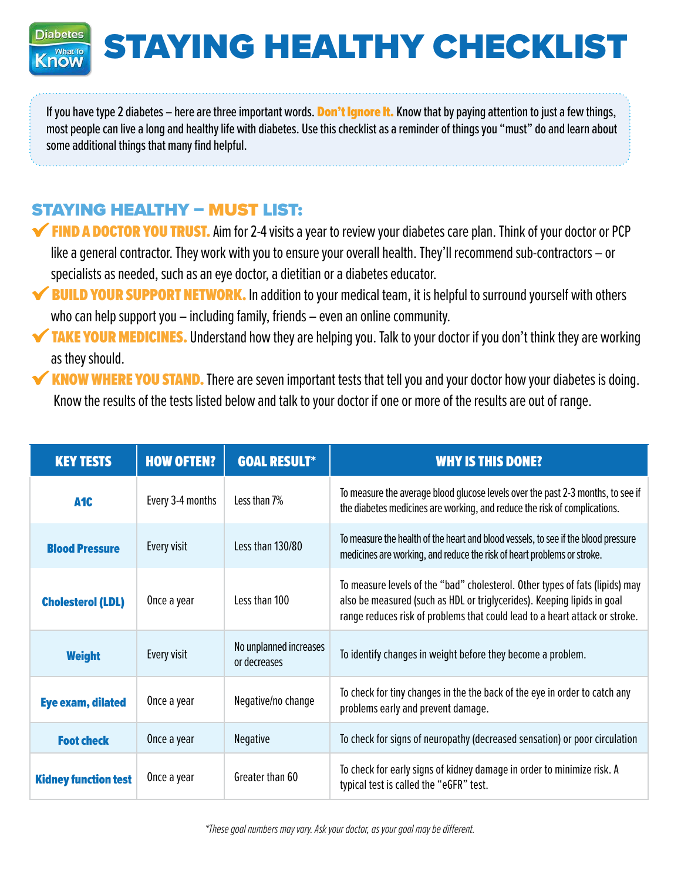# STAYING HEALTHY CHECKLIST

If you have type 2 diabetes – here are three important words. **Don't Ignore It.** Know that by paying attention to just a few things, most people can live a long and healthy life with diabetes. Use this checklist as a reminder of things you "must" do and learn about some additional things that many find helpful.

## STAYING HEALTHY – MUST LIST:

- ✔ **FIND A DOCTOR YOU TRUST.** Aim for 2-4 visits a year to review your diabetes care plan. Think of your doctor or PCP like a general contractor. They work with you to ensure your overall health. They'll recommend sub-contractors – or specialists as needed, such as an eye doctor, a dietitian or a diabetes educator.
- ✔ **BUILD YOUR SUPPORT NETWORK.** In addition to your medical team, it is helpful to surround yourself with others who can help support you – including family, friends – even an online community.
- ✔ **TAKE YOUR MEDICINES.** Understand how they are helping you. Talk to your doctor if you don't think they are working as they should.
- ✔ **KNOW WHERE YOU STAND.** There are seven important tests that tell you and your doctor how your diabetes is doing. Know the results of the tests listed below and talk to your doctor if one or more of the results are out of range.

| KEY TESTS | HOW OFTEN? | GOAL RESULT* | WHY IS THIS DONE? |
|---|---|---|---|
| **A1C** | Every 3-4 months | Less than 7% | To measure the average blood glucose levels over the past 2-3 months, to see if the diabetes medicines are working, and reduce the risk of complications. |
| **Blood Pressure** | Every visit | Less than 130/80 | To measure the health of the heart and blood vessels, to see if the blood pressure medicines are working, and reduce the risk of heart problems or stroke. |
| **Cholesterol (LDL)** | Once a year | Less than 100 | To measure levels of the "bad" cholesterol. Other types of fats (lipids) may also be measured (such as HDL or triglycerides). Keeping lipids in goal range reduces risk of problems that could lead to a heart attack or stroke. |
| **Weight** | Every visit | No unplanned increases or decreases | To identify changes in weight before they become a problem. |
| **Eye exam, dilated** | Once a year | Negative/no change | To check for tiny changes in the the back of the eye in order to catch any problems early and prevent damage. |
| **Foot check** | Once a year | Negative | To check for signs of neuropathy (decreased sensation) or poor circulation |
| **Kidney function test** | Once a year | Greater than 60 | To check for early signs of kidney damage in order to minimize risk. A typical test is called the "eGFR" test. |

*\*These goal numbers may vary. Ask your doctor, as your goal may be different.*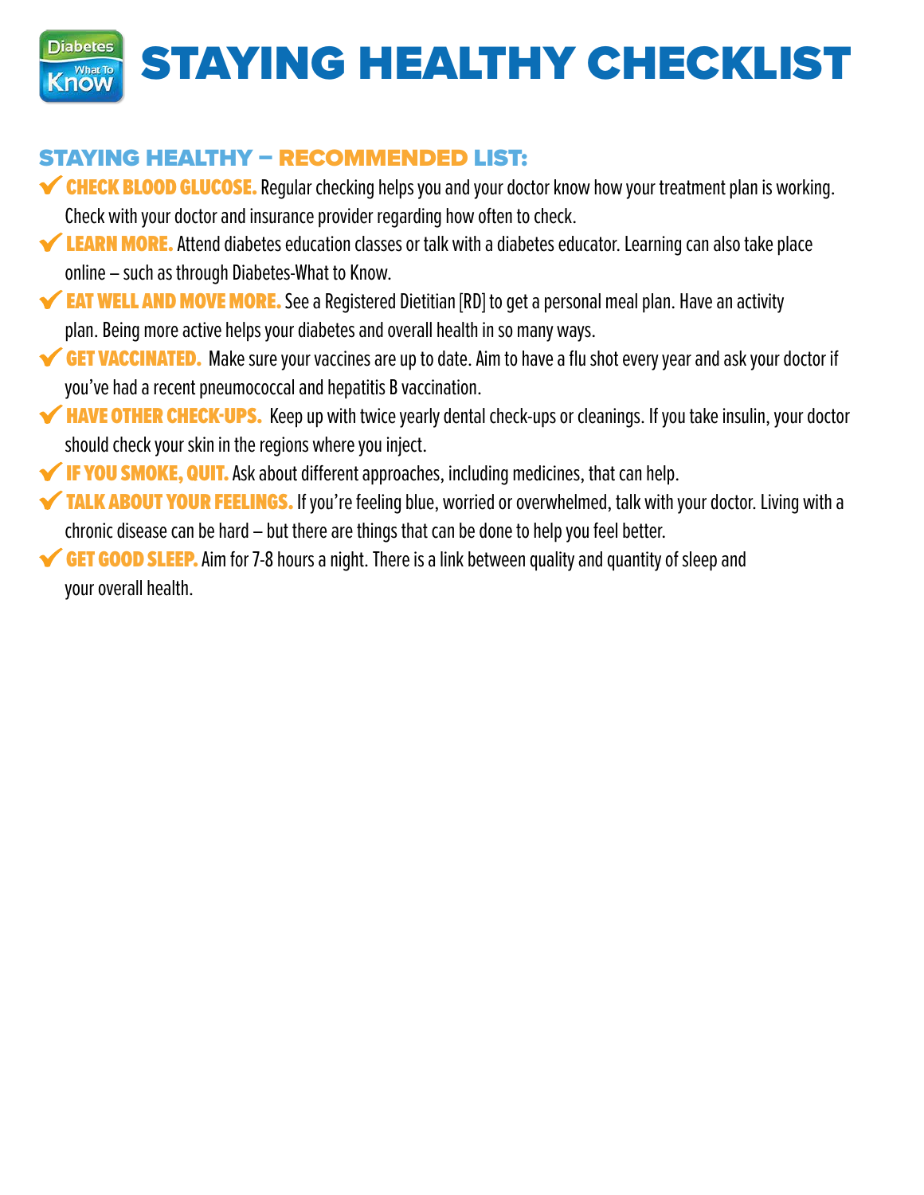# STAYING HEALTHY CHECKLIST

## STAYING HEALTHY – RECOMMENDED LIST:

- ✔ **CHECK BLOOD GLUCOSE.** Regular checking helps you and your doctor know how your treatment plan is working. Check with your doctor and insurance provider regarding how often to check.
- ✔ **LEARN MORE.** Attend diabetes education classes or talk with a diabetes educator. Learning can also take place online – such as through Diabetes-What to Know.
- ✔ **EAT WELL AND MOVE MORE.** See a Registered Dietitian [RD] to get a personal meal plan. Have an activity plan. Being more active helps your diabetes and overall health in so many ways.
- ✔ **GET VACCINATED.** Make sure your vaccines are up to date. Aim to have a flu shot every year and ask your doctor if you've had a recent pneumococcal and hepatitis B vaccination.
- ✔ **HAVE OTHER CHECK-UPS.** Keep up with twice yearly dental check-ups or cleanings. If you take insulin, your doctor should check your skin in the regions where you inject.
- ✔ **IF YOU SMOKE, QUIT.** Ask about different approaches, including medicines, that can help.
- ✔ **TALK ABOUT YOUR FEELINGS.** If you're feeling blue, worried or overwhelmed, talk with your doctor. Living with a chronic disease can be hard – but there are things that can be done to help you feel better.
- ✔ **GET GOOD SLEEP.** Aim for 7-8 hours a night. There is a link between quality and quantity of sleep and your overall health.